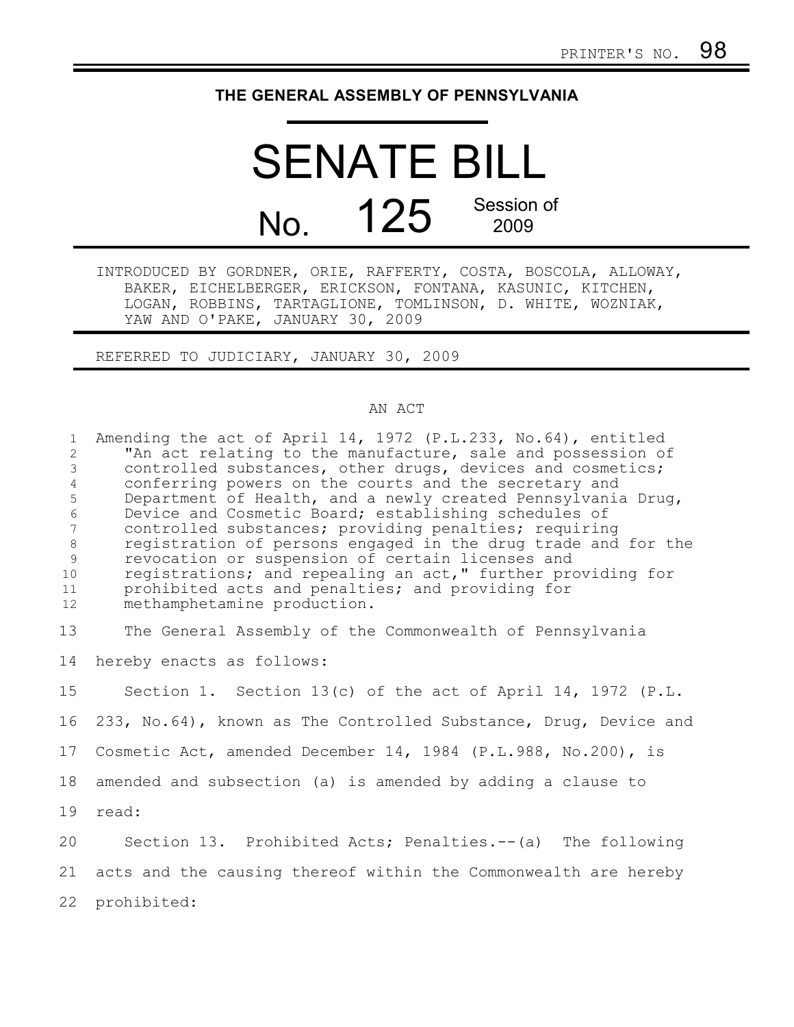PRINTER'S NO. 98

# THE GENERAL ASSEMBLY OF PENNSYLVANIA

# SENATE BILL

## No. 125 Session of 2009

INTRODUCED BY GORDNER, ORIE, RAFFERTY, COSTA, BOSCOLA, ALLOWAY, BAKER, EICHELBERGER, ERICKSON, FONTANA, KASUNIC, KITCHEN, LOGAN, ROBBINS, TARTAGLIONE, TOMLINSON, D. WHITE, WOZNIAK, YAW AND O'PAKE, JANUARY 30, 2009

REFERRED TO JUDICIARY, JANUARY 30, 2009

AN ACT

Amending the act of April 14, 1972 (P.L.233, No.64), entitled "An act relating to the manufacture, sale and possession of controlled substances, other drugs, devices and cosmetics; conferring powers on the courts and the secretary and Department of Health, and a newly created Pennsylvania Drug, Device and Cosmetic Board; establishing schedules of controlled substances; providing penalties; requiring registration of persons engaged in the drug trade and for the revocation or suspension of certain licenses and registrations; and repealing an act," further providing for prohibited acts and penalties; and providing for methamphetamine production.

The General Assembly of the Commonwealth of Pennsylvania hereby enacts as follows:

Section 1. Section 13(c) of the act of April 14, 1972 (P.L. 233, No.64), known as The Controlled Substance, Drug, Device and Cosmetic Act, amended December 14, 1984 (P.L.988, No.200), is amended and subsection (a) is amended by adding a clause to read:

Section 13. Prohibited Acts; Penalties.--(a) The following acts and the causing thereof within the Commonwealth are hereby prohibited: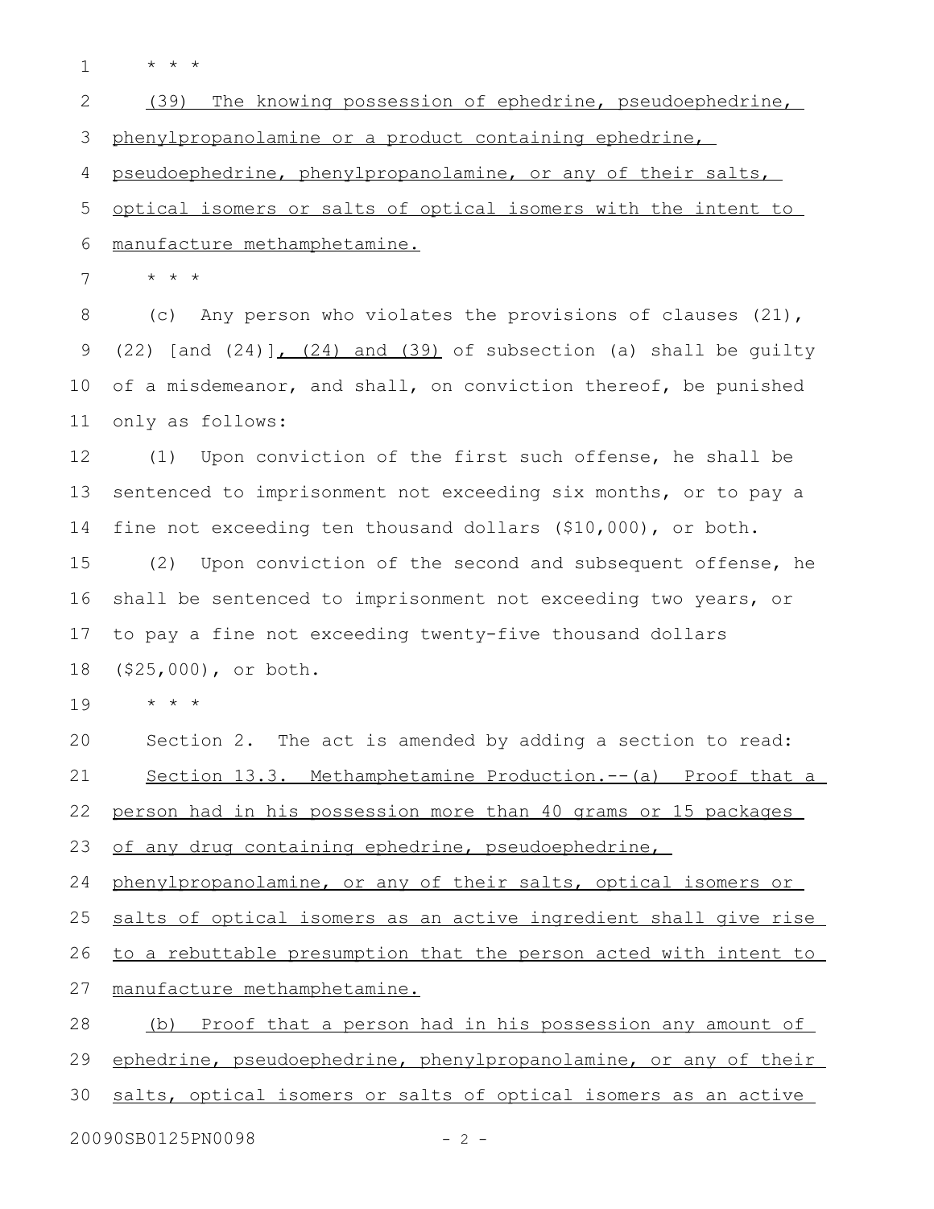\* \* \*

<u>(39) The knowing possession of ephedrine, pseudoephedrine, phenylpropanolamine or a product containing ephedrine, pseudoephedrine, phenylpropanolamine, or any of their salts, optical isomers or salts of optical isomers with the intent to manufacture methamphetamine.</u>

\* \* \*

(c) Any person who violates the provisions of clauses (21), (22) [and (24)]<u>, (24) and (39)</u> of subsection (a) shall be guilty of a misdemeanor, and shall, on conviction thereof, be punished only as follows:

(1) Upon conviction of the first such offense, he shall be sentenced to imprisonment not exceeding six months, or to pay a fine not exceeding ten thousand dollars ($10,000), or both.

(2) Upon conviction of the second and subsequent offense, he shall be sentenced to imprisonment not exceeding two years, or to pay a fine not exceeding twenty-five thousand dollars ($25,000), or both.

\* \* \*

Section 2. The act is amended by adding a section to read:

<u>Section 13.3. Methamphetamine Production.--(a) Proof that a person had in his possession more than 40 grams or 15 packages of any drug containing ephedrine, pseudoephedrine, phenylpropanolamine, or any of their salts, optical isomers or salts of optical isomers as an active ingredient shall give rise to a rebuttable presumption that the person acted with intent to manufacture methamphetamine.</u>

<u>(b) Proof that a person had in his possession any amount of ephedrine, pseudoephedrine, phenylpropanolamine, or any of their salts, optical isomers or salts of optical isomers as an active</u>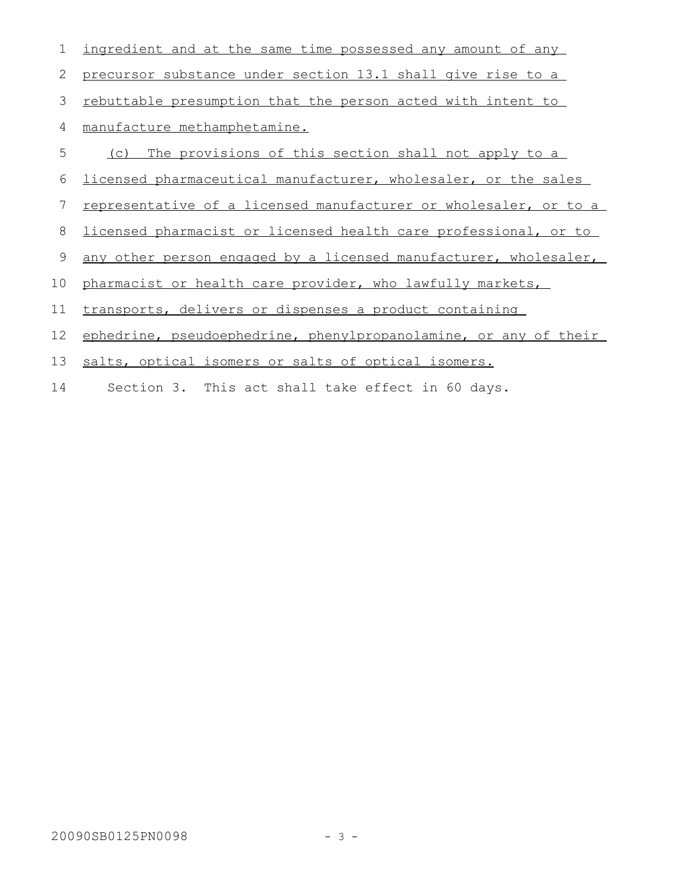ingredient and at the same time possessed any amount of any precursor substance under section 13.1 shall give rise to a rebuttable presumption that the person acted with intent to manufacture methamphetamine.

(c) The provisions of this section shall not apply to a licensed pharmaceutical manufacturer, wholesaler, or the sales representative of a licensed manufacturer or wholesaler, or to a licensed pharmacist or licensed health care professional, or to any other person engaged by a licensed manufacturer, wholesaler, pharmacist or health care provider, who lawfully markets, transports, delivers or dispenses a product containing ephedrine, pseudoephedrine, phenylpropanolamine, or any of their salts, optical isomers or salts of optical isomers.

Section 3. This act shall take effect in 60 days.